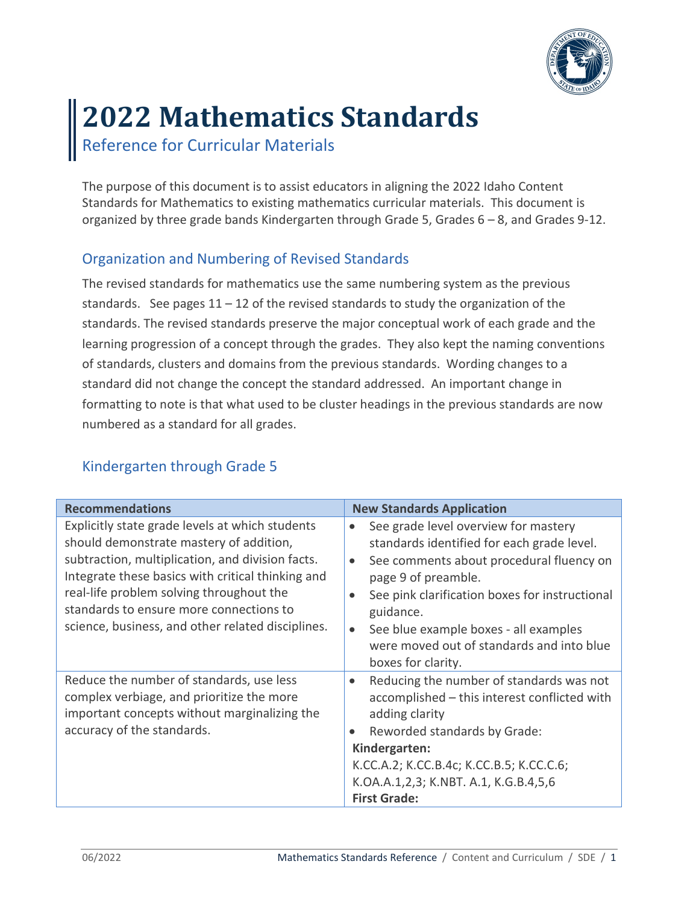# 2022 Mathematics Standards

## Reference for Curricular Materials

The purpose of this document is to assist educators in aligning the 2022 Idaho Content Standards for Mathematics to existing mathematics curricular materials. This document is organized by three grade bands Kindergarten through Grade 5, Grades 6 – 8, and Grades 9-12.

### Organization and Numbering of Revised Standards

The revised standards for mathematics use the same numbering system as the previous standards. See pages 11 – 12 of the revised standards to study the organization of the standards. The revised standards preserve the major conceptual work of each grade and the learning progression of a concept through the grades. They also kept the naming conventions of standards, clusters and domains from the previous standards. Wording changes to a standard did not change the concept the standard addressed. An important change in formatting to note is that what used to be cluster headings in the previous standards are now numbered as a standard for all grades.

### Kindergarten through Grade 5

| Recommendations | New Standards Application |
|---|---|
| Explicitly state grade levels at which students should demonstrate mastery of addition, subtraction, multiplication, and division facts. Integrate these basics with critical thinking and real-life problem solving throughout the standards to ensure more connections to science, business, and other related disciplines. | • See grade level overview for mastery standards identified for each grade level.<br>• See comments about procedural fluency on page 9 of preamble.<br>• See pink clarification boxes for instructional guidance.<br>• See blue example boxes - all examples were moved out of standards and into blue boxes for clarity. |
| Reduce the number of standards, use less complex verbiage, and prioritize the more important concepts without marginalizing the accuracy of the standards. | • Reducing the number of standards was not accomplished – this interest conflicted with adding clarity<br>• Reworded standards by Grade:<br>**Kindergarten:**<br>K.CC.A.2; K.CC.B.4c; K.CC.B.5; K.CC.C.6; K.OA.A.1,2,3; K.NBT. A.1, K.G.B.4,5,6<br>**First Grade:** |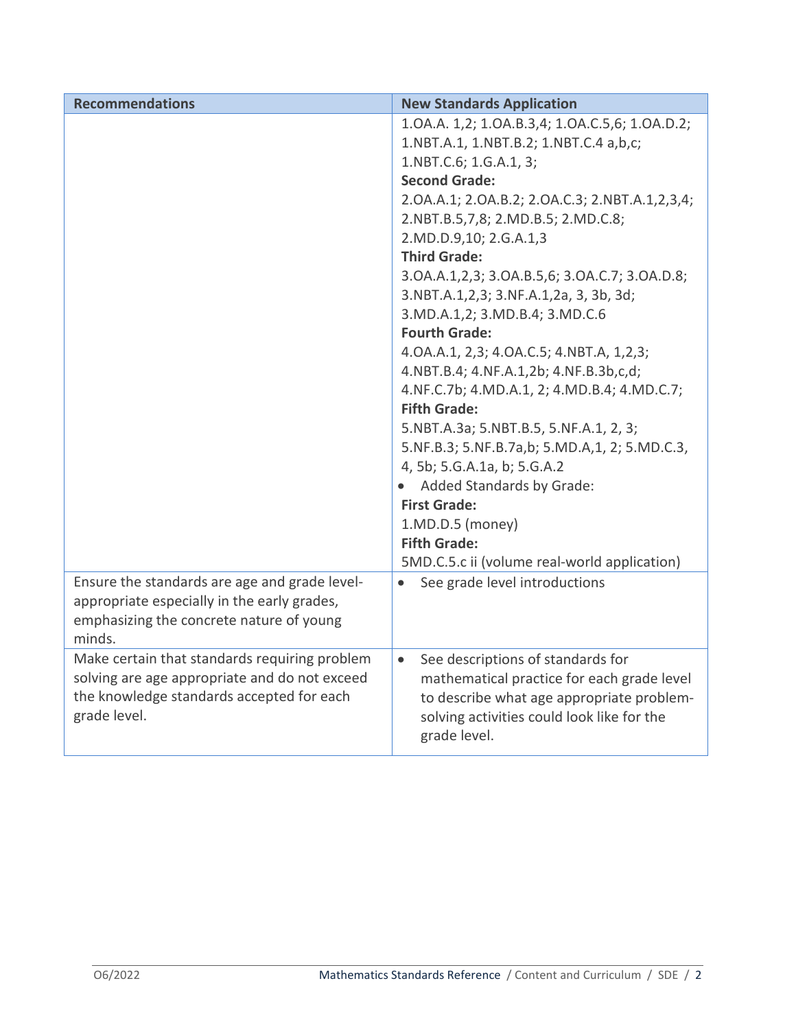| Recommendations | New Standards Application |
|---|---|
| | 1.OA.A. 1,2; 1.OA.B.3,4; 1.OA.C.5,6; 1.OA.D.2; 1.NBT.A.1, 1.NBT.B.2; 1.NBT.C.4 a,b,c; 1.NBT.C.6; 1.G.A.1, 3;<br>**Second Grade:**<br>2.OA.A.1; 2.OA.B.2; 2.OA.C.3; 2.NBT.A.1,2,3,4; 2.NBT.B.5,7,8; 2.MD.B.5; 2.MD.C.8; 2.MD.D.9,10; 2.G.A.1,3<br>**Third Grade:**<br>3.OA.A.1,2,3; 3.OA.B.5,6; 3.OA.C.7; 3.OA.D.8; 3.NBT.A.1,2,3; 3.NF.A.1,2a, 3, 3b, 3d; 3.MD.A.1,2; 3.MD.B.4; 3.MD.C.6<br>**Fourth Grade:**<br>4.OA.A.1, 2,3; 4.OA.C.5; 4.NBT.A, 1,2,3; 4.NBT.B.4; 4.NF.A.1,2b; 4.NF.B.3b,c,d; 4.NF.C.7b; 4.MD.A.1, 2; 4.MD.B.4; 4.MD.C.7;<br>**Fifth Grade:**<br>5.NBT.A.3a; 5.NBT.B.5, 5.NF.A.1, 2, 3; 5.NF.B.3; 5.NF.B.7a,b; 5.MD.A,1, 2; 5.MD.C.3, 4, 5b; 5.G.A.1a, b; 5.G.A.2<br>• Added Standards by Grade:<br>**First Grade:**<br>1.MD.D.5 (money)<br>**Fifth Grade:**<br>5MD.C.5.c ii (volume real-world application) |
| Ensure the standards are age and grade level-appropriate especially in the early grades, emphasizing the concrete nature of young minds. | • See grade level introductions |
| Make certain that standards requiring problem solving are age appropriate and do not exceed the knowledge standards accepted for each grade level. | • See descriptions of standards for mathematical practice for each grade level to describe what age appropriate problem-solving activities could look like for the grade level. |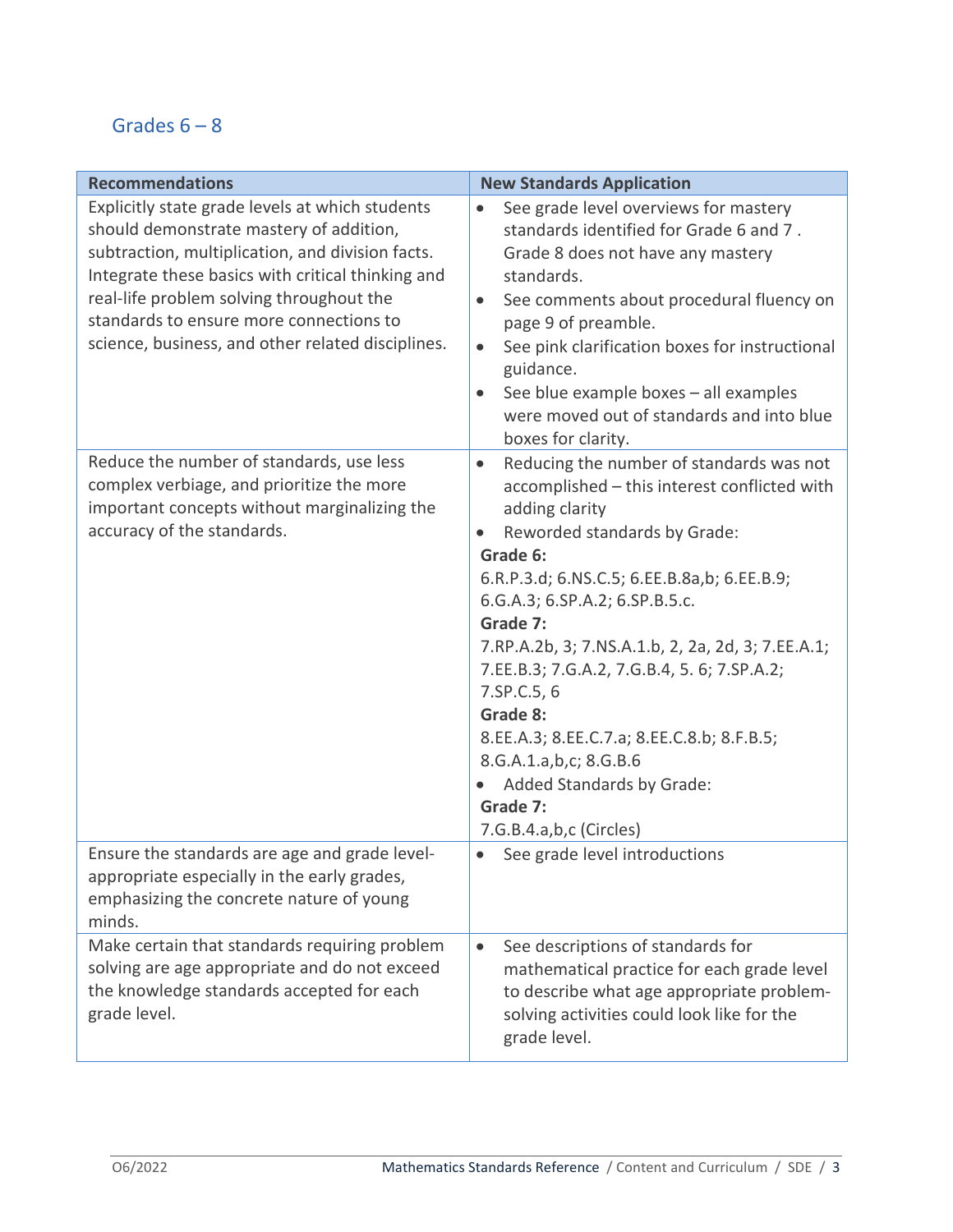## Grades 6 – 8

| Recommendations | New Standards Application |
|---|---|
| Explicitly state grade levels at which students should demonstrate mastery of addition, subtraction, multiplication, and division facts. Integrate these basics with critical thinking and real-life problem solving throughout the standards to ensure more connections to science, business, and other related disciplines. | • See grade level overviews for mastery standards identified for Grade 6 and 7 . Grade 8 does not have any mastery standards.<br>• See comments about procedural fluency on page 9 of preamble.<br>• See pink clarification boxes for instructional guidance.<br>• See blue example boxes – all examples were moved out of standards and into blue boxes for clarity. |
| Reduce the number of standards, use less complex verbiage, and prioritize the more important concepts without marginalizing the accuracy of the standards. | • Reducing the number of standards was not accomplished – this interest conflicted with adding clarity<br>• Reworded standards by Grade:<br>**Grade 6:**<br>6.R.P.3.d; 6.NS.C.5; 6.EE.B.8a,b; 6.EE.B.9; 6.G.A.3; 6.SP.A.2; 6.SP.B.5.c.<br>**Grade 7:**<br>7.RP.A.2b, 3; 7.NS.A.1.b, 2, 2a, 2d, 3; 7.EE.A.1; 7.EE.B.3; 7.G.A.2, 7.G.B.4, 5. 6; 7.SP.A.2; 7.SP.C.5, 6<br>**Grade 8:**<br>8.EE.A.3; 8.EE.C.7.a; 8.EE.C.8.b; 8.F.B.5; 8.G.A.1.a,b,c; 8.G.B.6<br>• Added Standards by Grade:<br>**Grade 7:**<br>7.G.B.4.a,b,c (Circles) |
| Ensure the standards are age and grade level-appropriate especially in the early grades, emphasizing the concrete nature of young minds. | • See grade level introductions |
| Make certain that standards requiring problem solving are age appropriate and do not exceed the knowledge standards accepted for each grade level. | • See descriptions of standards for mathematical practice for each grade level to describe what age appropriate problem-solving activities could look like for the grade level. |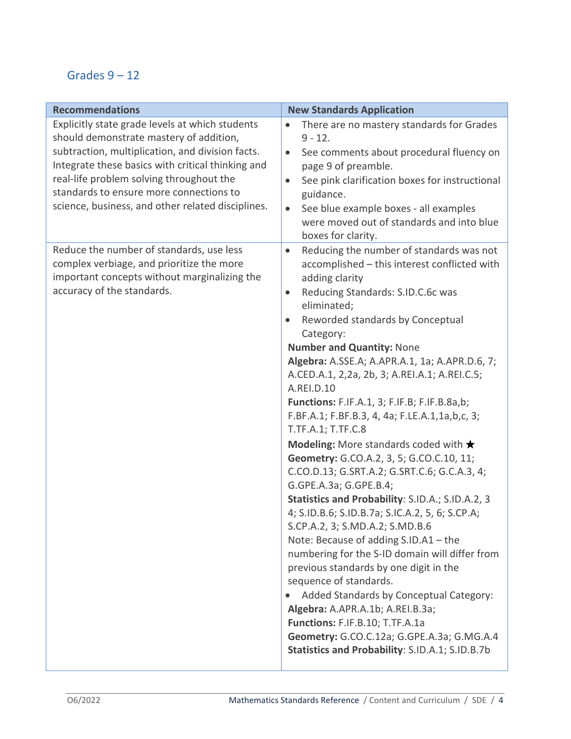## Grades 9 – 12

| Recommendations | New Standards Application |
|---|---|
| Explicitly state grade levels at which students should demonstrate mastery of addition, subtraction, multiplication, and division facts. Integrate these basics with critical thinking and real-life problem solving throughout the standards to ensure more connections to science, business, and other related disciplines. | • There are no mastery standards for Grades 9 - 12.<br>• See comments about procedural fluency on page 9 of preamble.<br>• See pink clarification boxes for instructional guidance.<br>• See blue example boxes - all examples were moved out of standards and into blue boxes for clarity. |
| Reduce the number of standards, use less complex verbiage, and prioritize the more important concepts without marginalizing the accuracy of the standards. | • Reducing the number of standards was not accomplished – this interest conflicted with adding clarity<br>• Reducing Standards: S.ID.C.6c was eliminated;<br>• Reworded standards by Conceptual Category:<br>**Number and Quantity:** None<br>**Algebra:** A.SSE.A; A.APR.A.1, 1a; A.APR.D.6, 7; A.CED.A.1, 2,2a, 2b, 3; A.REI.A.1; A.REI.C.5; A.REI.D.10<br>**Functions:** F.IF.A.1, 3; F.IF.B; F.IF.B.8a,b; F.BF.A.1; F.BF.B.3, 4, 4a; F.LE.A.1,1a,b,c, 3; T.TF.A.1; T.TF.C.8<br>**Modeling:** More standards coded with ★<br>**Geometry:** G.CO.A.2, 3, 5; G.CO.C.10, 11; C.CO.D.13; G.SRT.A.2; G.SRT.C.6; G.C.A.3, 4; G.GPE.A.3a; G.GPE.B.4;<br>**Statistics and Probability**: S.ID.A.; S.ID.A.2, 3 4; S.ID.B.6; S.ID.B.7a; S.IC.A.2, 5, 6; S.CP.A; S.CP.A.2, 3; S.MD.A.2; S.MD.B.6<br>Note: Because of adding S.ID.A1 – the numbering for the S-ID domain will differ from previous standards by one digit in the sequence of standards.<br>• Added Standards by Conceptual Category:<br>**Algebra:** A.APR.A.1b; A.REI.B.3a;<br>**Functions:** F.IF.B.10; T.TF.A.1a<br>**Geometry:** G.CO.C.12a; G.GPE.A.3a; G.MG.A.4<br>**Statistics and Probability**: S.ID.A.1; S.ID.B.7b |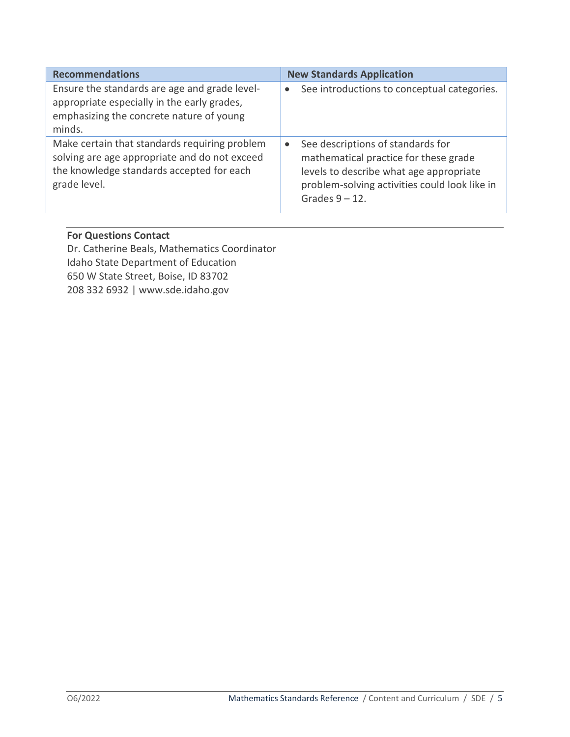| Recommendations | New Standards Application |
| --- | --- |
| Ensure the standards are age and grade level-appropriate especially in the early grades, emphasizing the concrete nature of young minds. | • See introductions to conceptual categories. |
| Make certain that standards requiring problem solving are age appropriate and do not exceed the knowledge standards accepted for each grade level. | • See descriptions of standards for mathematical practice for these grade levels to describe what age appropriate problem-solving activities could look like in Grades 9 – 12. |

**For Questions Contact**
Dr. Catherine Beals, Mathematics Coordinator
Idaho State Department of Education
650 W State Street, Boise, ID 83702
208 332 6932 | www.sde.idaho.gov